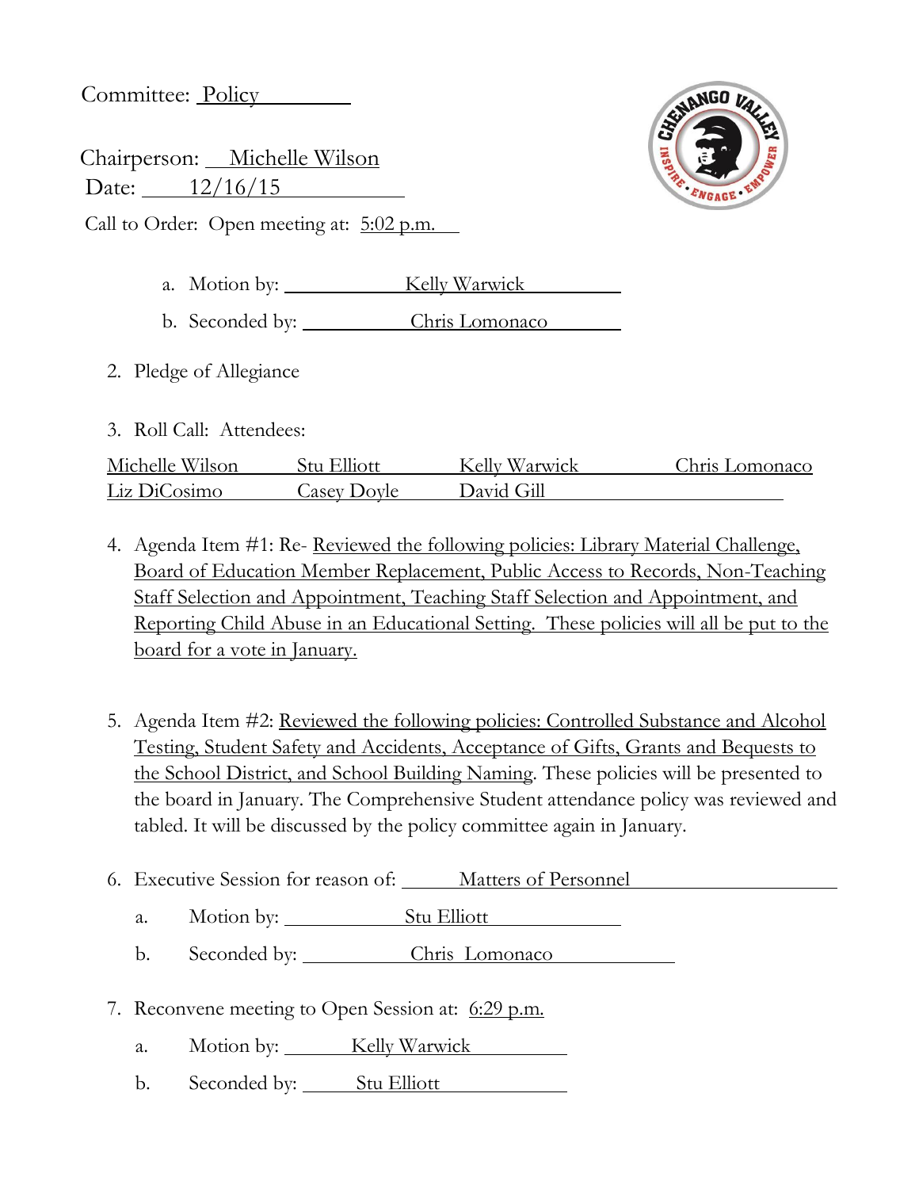Committee: Policy

Chairperson: Michelle Wilson
Date: 12/16/15
Call to Order: Open meeting at: 5:02 p.m.

   a. Motion by: Kelly Warwick
   b. Seconded by: Chris Lomonaco

2. Pledge of Allegiance

3. Roll Call: Attendees:

| | | | |
|---|---|---|---|
| Michelle Wilson | Stu Elliott | Kelly Warwick | Chris Lomonaco |
| Liz DiCosimo | Casey Doyle | David Gill | |

4. Agenda Item #1: Re- Reviewed the following policies: Library Material Challenge, Board of Education Member Replacement, Public Access to Records, Non-Teaching Staff Selection and Appointment, Teaching Staff Selection and Appointment, and Reporting Child Abuse in an Educational Setting. These policies will all be put to the board for a vote in January.

5. Agenda Item #2: Reviewed the following policies: Controlled Substance and Alcohol Testing, Student Safety and Accidents, Acceptance of Gifts, Grants and Bequests to the School District, and School Building Naming. These policies will be presented to the board in January. The Comprehensive Student attendance policy was reviewed and tabled. It will be discussed by the policy committee again in January.

6. Executive Session for reason of: Matters of Personnel
   a. Motion by: Stu Elliott
   b. Seconded by: Chris Lomonaco

7. Reconvene meeting to Open Session at: 6:29 p.m.
   a. Motion by: Kelly Warwick
   b. Seconded by: Stu Elliott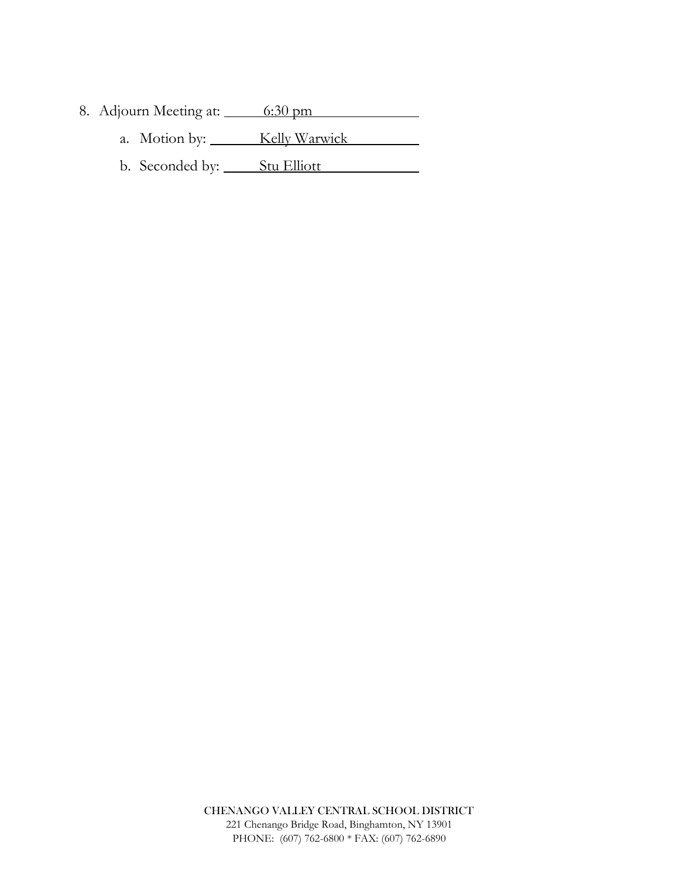8. Adjourn Meeting at: 6:30 pm
    a. Motion by: Kelly Warwick
    b. Seconded by: Stu Elliott

CHENANGO VALLEY CENTRAL SCHOOL DISTRICT
221 Chenango Bridge Road, Binghamton, NY 13901
PHONE: (607) 762-6800 * FAX: (607) 762-6890